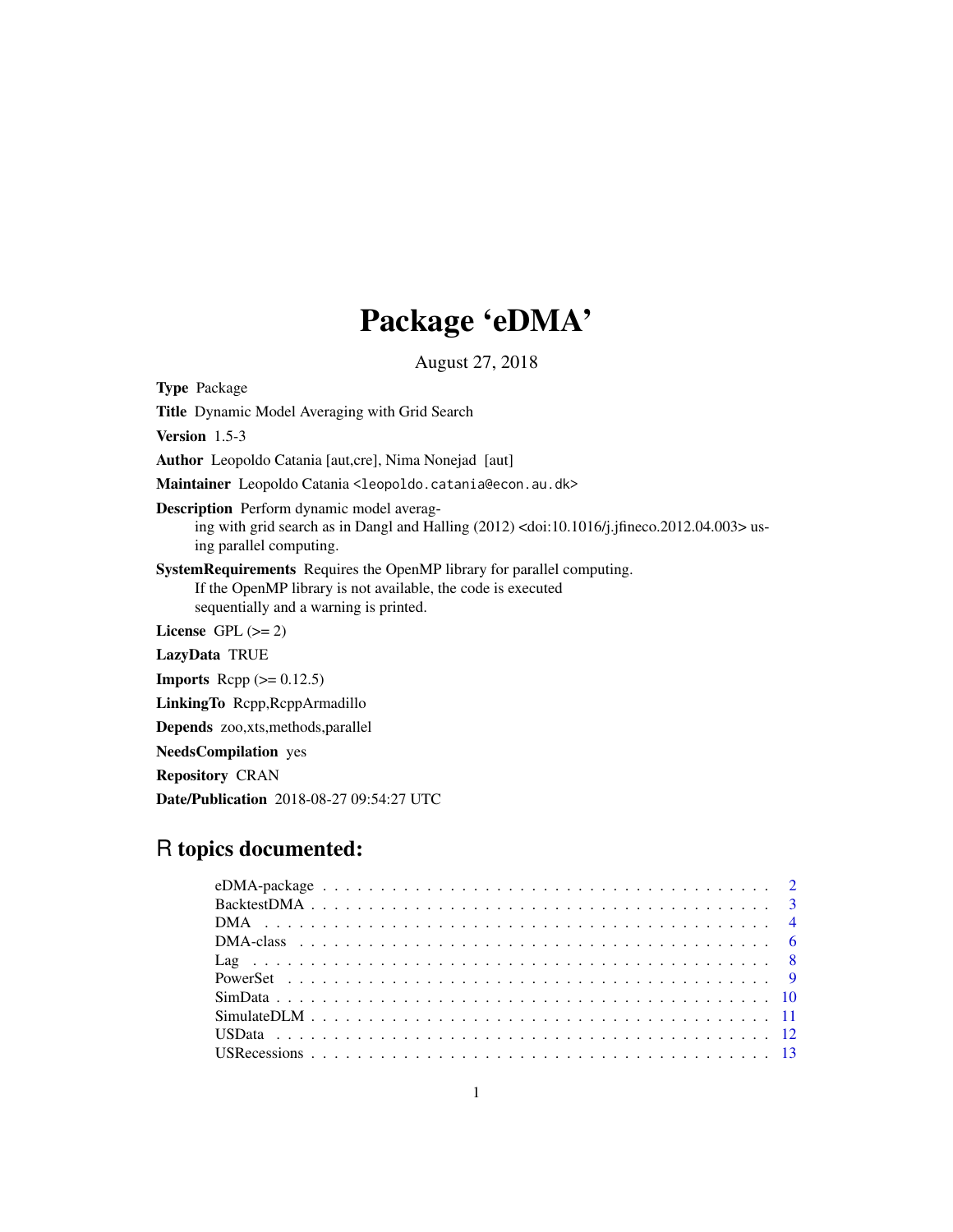# Package 'eDMA'

August 27, 2018

**Type** Package

**Title** Dynamic Model Averaging with Grid Search

**Version** 1.5-3

**Author** Leopoldo Catania [aut,cre], Nima Nonejad [aut]

**Maintainer** Leopoldo Catania <leopoldo.catania@econ.au.dk>

**Description** Perform dynamic model averaging with grid search as in Dangl and Halling (2012) <doi:10.1016/j.jfineco.2012.04.003> using parallel computing.

**SystemRequirements** Requires the OpenMP library for parallel computing. If the OpenMP library is not available, the code is executed sequentially and a warning is printed.

**License** GPL (>= 2)

**LazyData** TRUE

**Imports** Rcpp (>= 0.12.5)

**LinkingTo** Rcpp,RcppArmadillo

**Depends** zoo,xts,methods,parallel

**NeedsCompilation** yes

**Repository** CRAN

**Date/Publication** 2018-08-27 09:54:27 UTC

## R topics documented:

| | |
|---|---|
| eDMA-package | 2 |
| BacktestDMA | 3 |
| DMA | 4 |
| DMA-class | 6 |
| Lag | 8 |
| PowerSet | 9 |
| SimData | 10 |
| SimulateDLM | 11 |
| USData | 12 |
| USRecessions | 13 |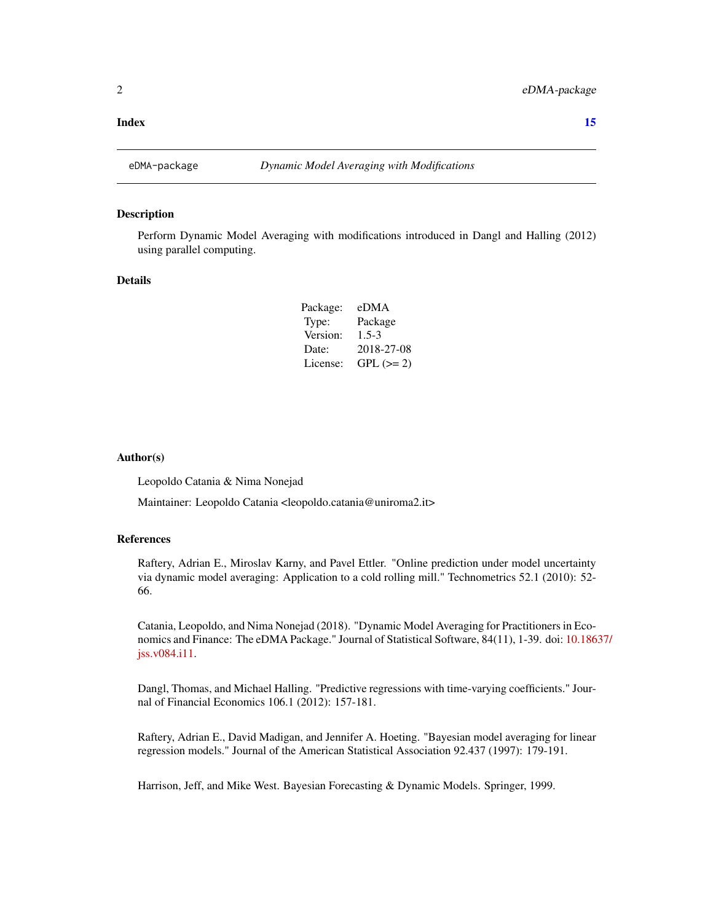**Index** **15**

---

eDMA-package *Dynamic Model Averaging with Modifications*

---

## Description

Perform Dynamic Model Averaging with modifications introduced in Dangl and Halling (2012) using parallel computing.

## Details

| | |
|---|---|
| Package: | eDMA |
| Type: | Package |
| Version: | 1.5-3 |
| Date: | 2018-27-08 |
| License: | GPL (>= 2) |

## Author(s)

Leopoldo Catania & Nima Nonejad

Maintainer: Leopoldo Catania <leopoldo.catania@uniroma2.it>

## References

Raftery, Adrian E., Miroslav Karny, and Pavel Ettler. "Online prediction under model uncertainty via dynamic model averaging: Application to a cold rolling mill." Technometrics 52.1 (2010): 52-66.

Catania, Leopoldo, and Nima Nonejad (2018). "Dynamic Model Averaging for Practitioners in Economics and Finance: The eDMA Package." Journal of Statistical Software, 84(11), 1-39. doi: 10.18637/jss.v084.i11.

Dangl, Thomas, and Michael Halling. "Predictive regressions with time-varying coefficients." Journal of Financial Economics 106.1 (2012): 157-181.

Raftery, Adrian E., David Madigan, and Jennifer A. Hoeting. "Bayesian model averaging for linear regression models." Journal of the American Statistical Association 92.437 (1997): 179-191.

Harrison, Jeff, and Mike West. Bayesian Forecasting & Dynamic Models. Springer, 1999.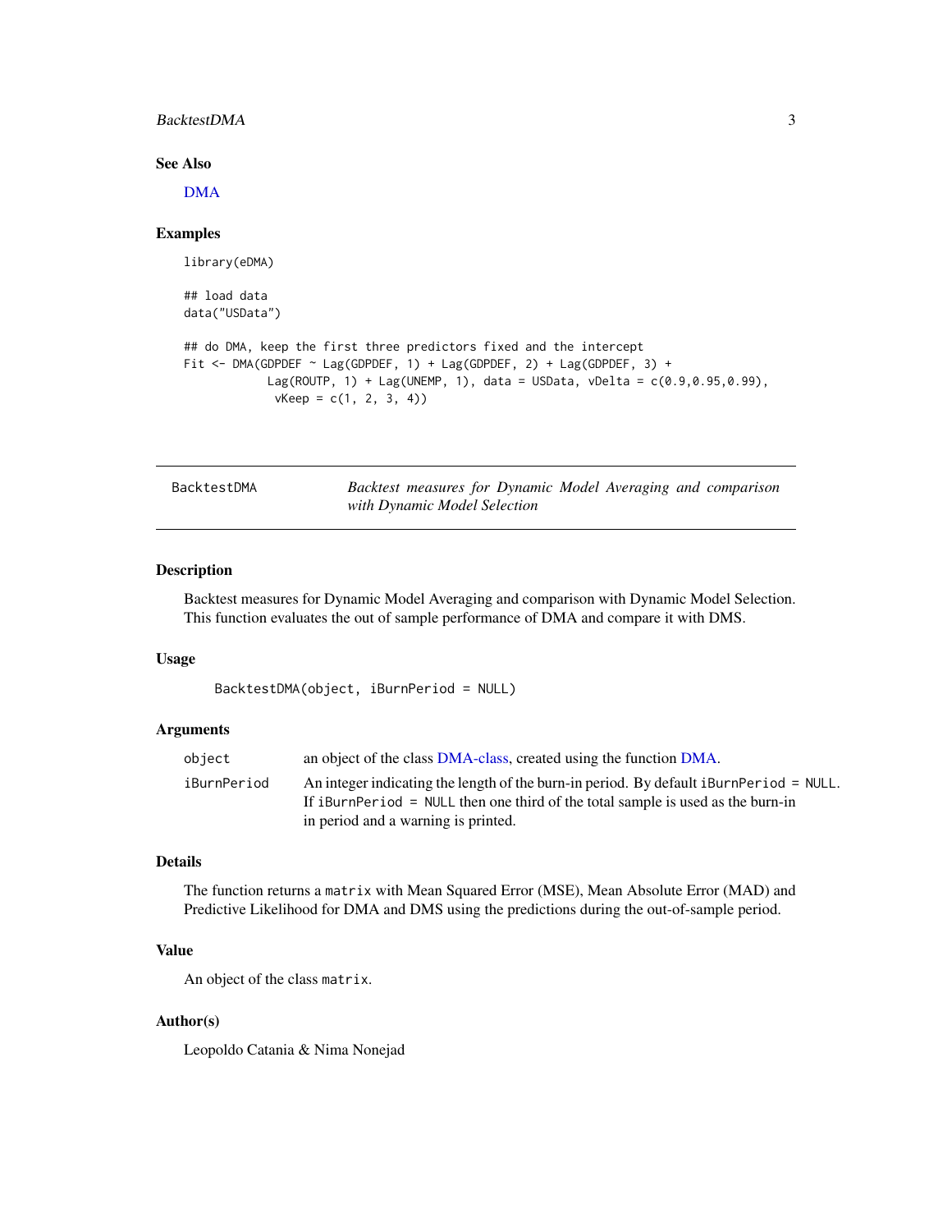### See Also

DMA

### Examples

```
library(eDMA)

## load data
data("USData")

## do DMA, keep the first three predictors fixed and the intercept
Fit <- DMA(GDPDEF ~ Lag(GDPDEF, 1) + Lag(GDPDEF, 2) + Lag(GDPDEF, 3) +
            Lag(ROUTP, 1) + Lag(UNEMP, 1), data = USData, vDelta = c(0.9,0.95,0.99),
             vKeep = c(1, 2, 3, 4))
```

---

## BacktestDMA — *Backtest measures for Dynamic Model Averaging and comparison with Dynamic Model Selection*

---

### Description

Backtest measures for Dynamic Model Averaging and comparison with Dynamic Model Selection. This function evaluates the out of sample performance of DMA and compare it with DMS.

### Usage

```
BacktestDMA(object, iBurnPeriod = NULL)
```

### Arguments

| | |
|---|---|
| `object` | an object of the class DMA-class, created using the function DMA. |
| `iBurnPeriod` | An integer indicating the length of the burn-in period. By default `iBurnPeriod = NULL`. If `iBurnPeriod = NULL` then one third of the total sample is used as the burn-in in period and a warning is printed. |

### Details

The function returns a `matrix` with Mean Squared Error (MSE), Mean Absolute Error (MAD) and Predictive Likelihood for DMA and DMS using the predictions during the out-of-sample period.

### Value

An object of the class `matrix`.

### Author(s)

Leopoldo Catania & Nima Nonejad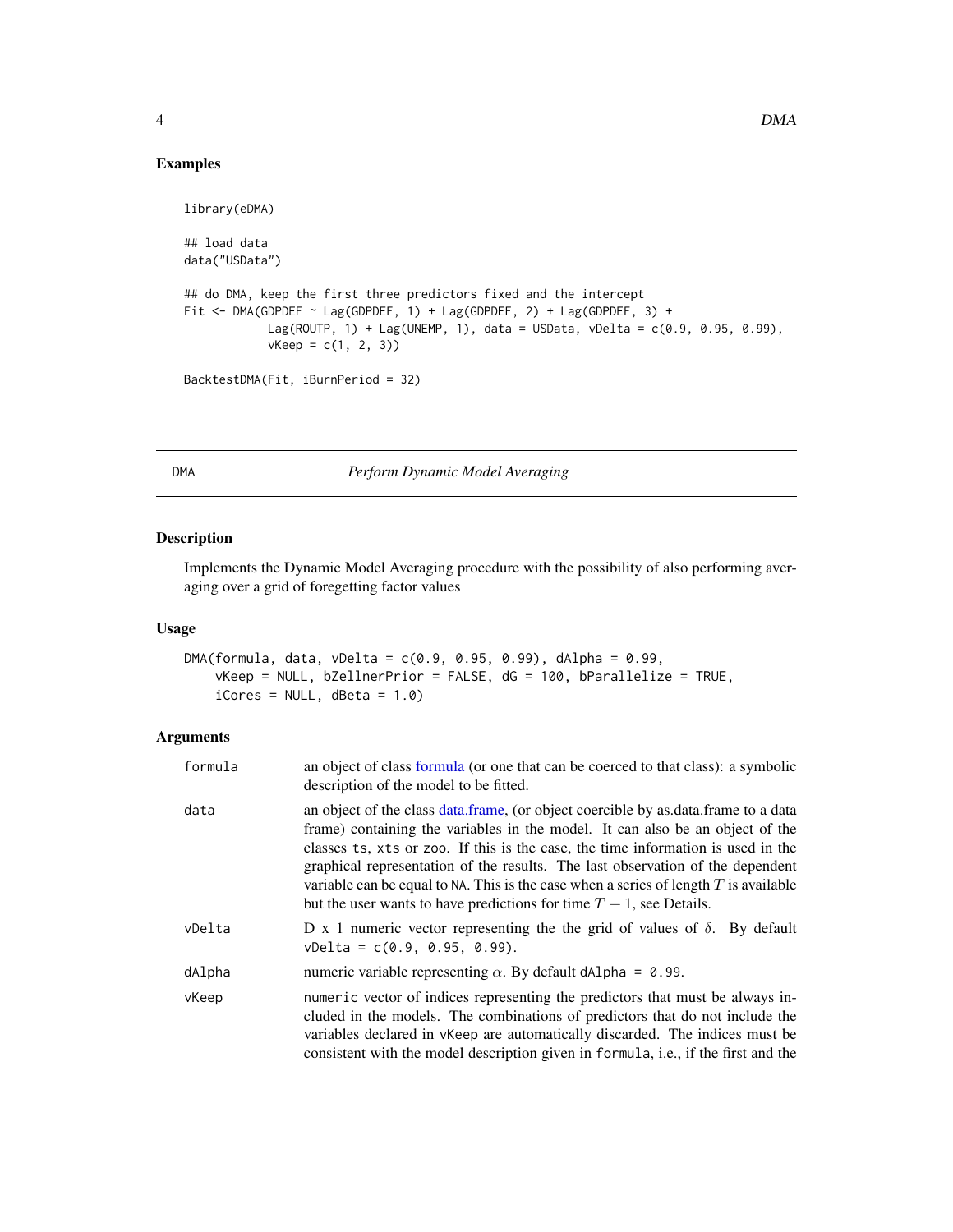## Examples

```
library(eDMA)

## load data
data("USData")

## do DMA, keep the first three predictors fixed and the intercept
Fit <- DMA(GDPDEF ~ Lag(GDPDEF, 1) + Lag(GDPDEF, 2) + Lag(GDPDEF, 3) +
           Lag(ROUTP, 1) + Lag(UNEMP, 1), data = USData, vDelta = c(0.9, 0.95, 0.99),
           vKeep = c(1, 2, 3))

BacktestDMA(Fit, iBurnPeriod = 32)
```

---

# DMA — *Perform Dynamic Model Averaging*

## Description

Implements the Dynamic Model Averaging procedure with the possibility of also performing averaging over a grid of foregetting factor values

## Usage

```
DMA(formula, data, vDelta = c(0.9, 0.95, 0.99), dAlpha = 0.99,
    vKeep = NULL, bZellnerPrior = FALSE, dG = 100, bParallelize = TRUE,
    iCores = NULL, dBeta = 1.0)
```

## Arguments

| Argument | Description |
|---|---|
| `formula` | an object of class formula (or one that can be coerced to that class): a symbolic description of the model to be fitted. |
| `data` | an object of the class data.frame, (or object coercible by as.data.frame to a data frame) containing the variables in the model. It can also be an object of the classes `ts`, `xts` or `zoo`. If this is the case, the time information is used in the graphical representation of the results. The last observation of the dependent variable can be equal to `NA`. This is the case when a series of length $T$ is available but the user wants to have predictions for time $T + 1$, see Details. |
| `vDelta` | D x 1 numeric vector representing the the grid of values of $\delta$. By default `vDelta = c(0.9, 0.95, 0.99)`. |
| `dAlpha` | numeric variable representing $\alpha$. By default `dAlpha = 0.99`. |
| `vKeep` | `numeric` vector of indices representing the predictors that must be always included in the models. The combinations of predictors that do not include the variables declared in `vKeep` are automatically discarded. The indices must be consistent with the model description given in `formula`, i.e., if the first and the |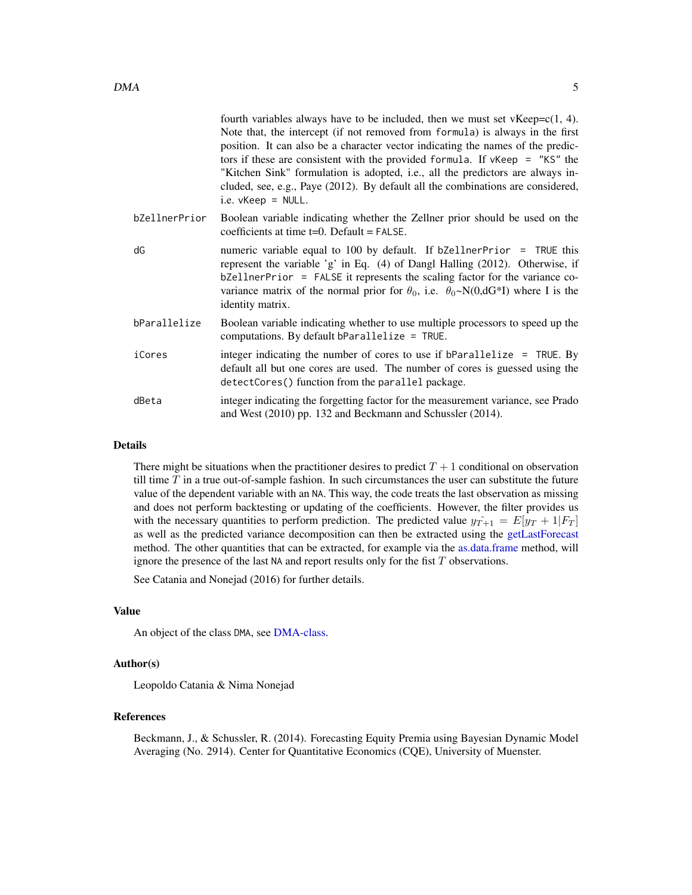fourth variables always have to be included, then we must set vKeep=c(1, 4). Note that, the intercept (if not removed from `formula`) is always in the first position. It can also be a character vector indicating the names of the predictors if these are consistent with the provided `formula`. If `vKeep = "KS"` the "Kitchen Sink" formulation is adopted, i.e., all the predictors are always included, see, e.g., Paye (2012). By default all the combinations are considered, i.e. `vKeep = NULL`.

`bZellnerPrior` Boolean variable indicating whether the Zellner prior should be used on the coefficients at time t=0. Default = `FALSE`.

`dG` numeric variable equal to 100 by default. If `bZellnerPrior = TRUE` this represent the variable 'g' in Eq. (4) of Dangl Halling (2012). Otherwise, if `bZellnerPrior = FALSE` it represents the scaling factor for the variance covariance matrix of the normal prior for $\theta_0$, i.e. $\theta_0$~N(0,dG*I) where I is the identity matrix.

`bParallelize` Boolean variable indicating whether to use multiple processors to speed up the computations. By default `bParallelize = TRUE`.

`iCores` integer indicating the number of cores to use if `bParallelize = TRUE`. By default all but one cores are used. The number of cores is guessed using the `detectCores()` function from the `parallel` package.

`dBeta` integer indicating the forgetting factor for the measurement variance, see Prado and West (2010) pp. 132 and Beckmann and Schussler (2014).

## Details

There might be situations when the practitioner desires to predict $T + 1$ conditional on observation till time $T$ in a true out-of-sample fashion. In such circumstances the user can substitute the future value of the dependent variable with an `NA`. This way, the code treats the last observation as missing and does not perform backtesting or updating of the coefficients. However, the filter provides us with the necessary quantities to perform prediction. The predicted value $\hat{y_{T+1}} = E[y_T + 1|F_T]$ as well as the predicted variance decomposition can then be extracted using the getLastForecast method. The other quantities that can be extracted, for example via the as.data.frame method, will ignore the presence of the last `NA` and report results only for the fist $T$ observations.

See Catania and Nonejad (2016) for further details.

## Value

An object of the class `DMA`, see DMA-class.

## Author(s)

Leopoldo Catania & Nima Nonejad

## References

Beckmann, J., & Schussler, R. (2014). Forecasting Equity Premia using Bayesian Dynamic Model Averaging (No. 2914). Center for Quantitative Economics (CQE), University of Muenster.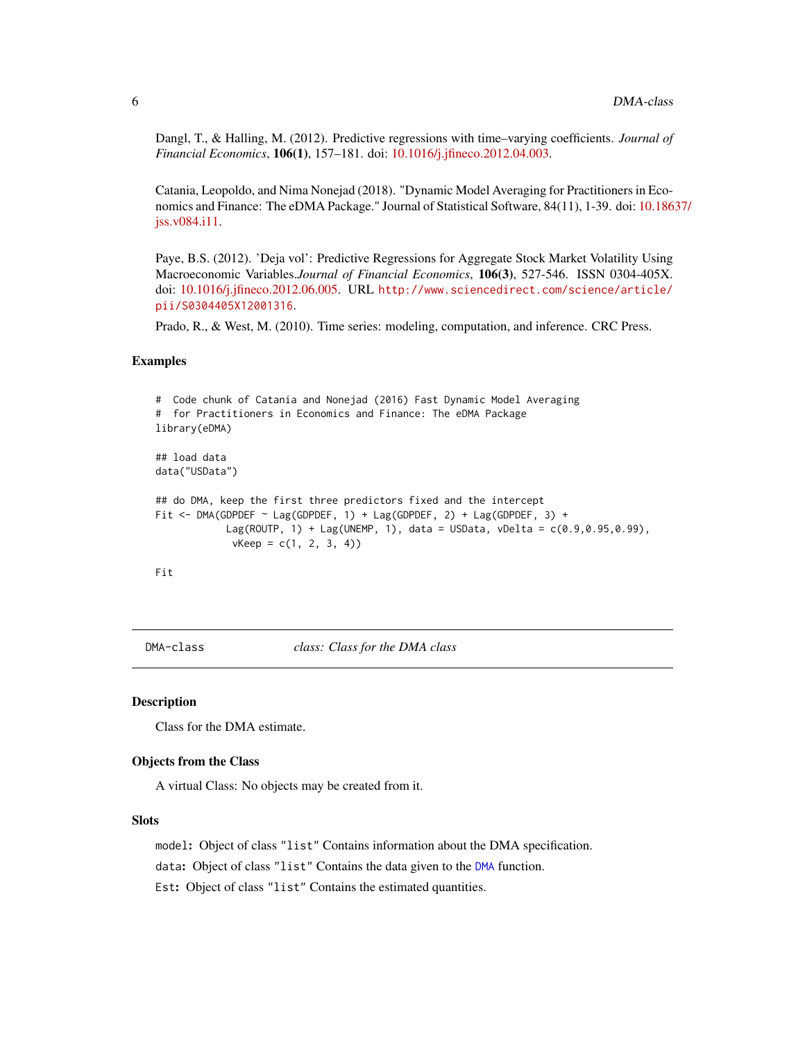Dangl, T., & Halling, M. (2012). Predictive regressions with time–varying coefficients. *Journal of Financial Economics*, **106(1)**, 157–181. doi: 10.1016/j.jfineco.2012.04.003.

Catania, Leopoldo, and Nima Nonejad (2018). "Dynamic Model Averaging for Practitioners in Economics and Finance: The eDMA Package." Journal of Statistical Software, 84(11), 1-39. doi: 10.18637/jss.v084.i11.

Paye, B.S. (2012). 'Deja vol': Predictive Regressions for Aggregate Stock Market Volatility Using Macroeconomic Variables.*Journal of Financial Economics*, **106(3)**, 527-546. ISSN 0304-405X. doi: 10.1016/j.jfineco.2012.06.005. URL `http://www.sciencedirect.com/science/article/pii/S0304405X12001316`.

Prado, R., & West, M. (2010). Time series: modeling, computation, and inference. CRC Press.

### Examples

```
#  Code chunk of Catania and Nonejad (2016) Fast Dynamic Model Averaging
#  for Practitioners in Economics and Finance: The eDMA Package
library(eDMA)

## load data
data("USData")

## do DMA, keep the first three predictors fixed and the intercept
Fit <- DMA(GDPDEF ~ Lag(GDPDEF, 1) + Lag(GDPDEF, 2) + Lag(GDPDEF, 3) +
            Lag(ROUTP, 1) + Lag(UNEMP, 1), data = USData, vDelta = c(0.9,0.95,0.99),
             vKeep = c(1, 2, 3, 4))

Fit
```

## DMA-class &nbsp;&nbsp;&nbsp;&nbsp; *class: Class for the DMA class*

### Description

Class for the DMA estimate.

### Objects from the Class

A virtual Class: No objects may be created from it.

### Slots

`model`**:** Object of class `"list"` Contains information about the DMA specification.

`data`**:** Object of class `"list"` Contains the data given to the `DMA` function.

`Est`**:** Object of class `"list"` Contains the estimated quantities.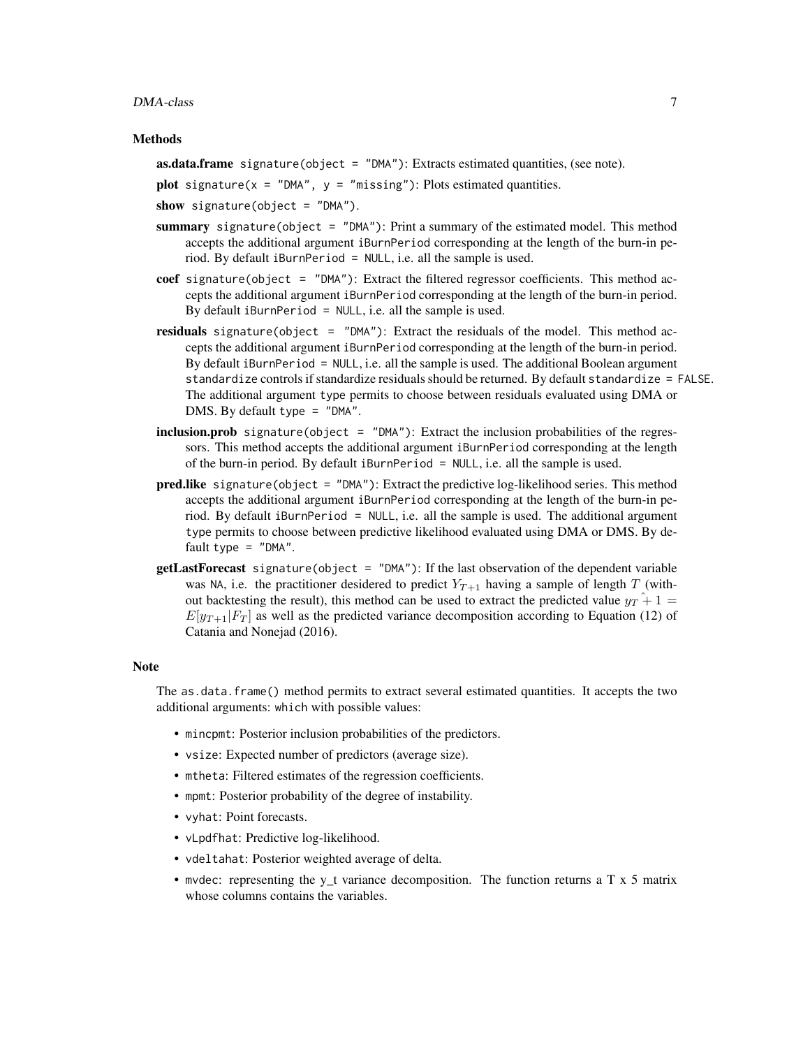### Methods

**as.data.frame** `signature(object = "DMA")`: Extracts estimated quantities, (see note).

**plot** `signature(x = "DMA", y = "missing")`: Plots estimated quantities.

**show** `signature(object = "DMA")`.

**summary** `signature(object = "DMA")`: Print a summary of the estimated model. This method accepts the additional argument `iBurnPeriod` corresponding at the length of the burn-in period. By default `iBurnPeriod = NULL`, i.e. all the sample is used.

**coef** `signature(object = "DMA")`: Extract the filtered regressor coefficients. This method accepts the additional argument `iBurnPeriod` corresponding at the length of the burn-in period. By default `iBurnPeriod = NULL`, i.e. all the sample is used.

**residuals** `signature(object = "DMA")`: Extract the residuals of the model. This method accepts the additional argument `iBurnPeriod` corresponding at the length of the burn-in period. By default `iBurnPeriod = NULL`, i.e. all the sample is used. The additional Boolean argument `standardize` controls if standardize residuals should be returned. By default `standardize = FALSE`. The additional argument `type` permits to choose between residuals evaluated using DMA or DMS. By default `type = "DMA"`.

**inclusion.prob** `signature(object = "DMA")`: Extract the inclusion probabilities of the regressors. This method accepts the additional argument `iBurnPeriod` corresponding at the length of the burn-in period. By default `iBurnPeriod = NULL`, i.e. all the sample is used.

**pred.like** `signature(object = "DMA")`: Extract the predictive log-likelihood series. This method accepts the additional argument `iBurnPeriod` corresponding at the length of the burn-in period. By default `iBurnPeriod = NULL`, i.e. all the sample is used. The additional argument `type` permits to choose between predictive likelihood evaluated using DMA or DMS. By default `type = "DMA"`.

**getLastForecast** `signature(object = "DMA")`: If the last observation of the dependent variable was `NA`, i.e. the practitioner desidered to predict $Y_{T+1}$ having a sample of length $T$ (without backtesting the result), this method can be used to extract the predicted value $\hat{y_T + 1} = E[y_{T+1}|F_T]$ as well as the predicted variance decomposition according to Equation (12) of Catania and Nonejad (2016).

### Note

The `as.data.frame()` method permits to extract several estimated quantities. It accepts the two additional arguments: `which` with possible values:

- `mincpmt`: Posterior inclusion probabilities of the predictors.
- `vsize`: Expected number of predictors (average size).
- `mtheta`: Filtered estimates of the regression coefficients.
- `mpmt`: Posterior probability of the degree of instability.
- `vyhat`: Point forecasts.
- `vLpdfhat`: Predictive log-likelihood.
- `vdeltahat`: Posterior weighted average of delta.
- `mvdec`: representing the y_t variance decomposition. The function returns a T x 5 matrix whose columns contains the variables.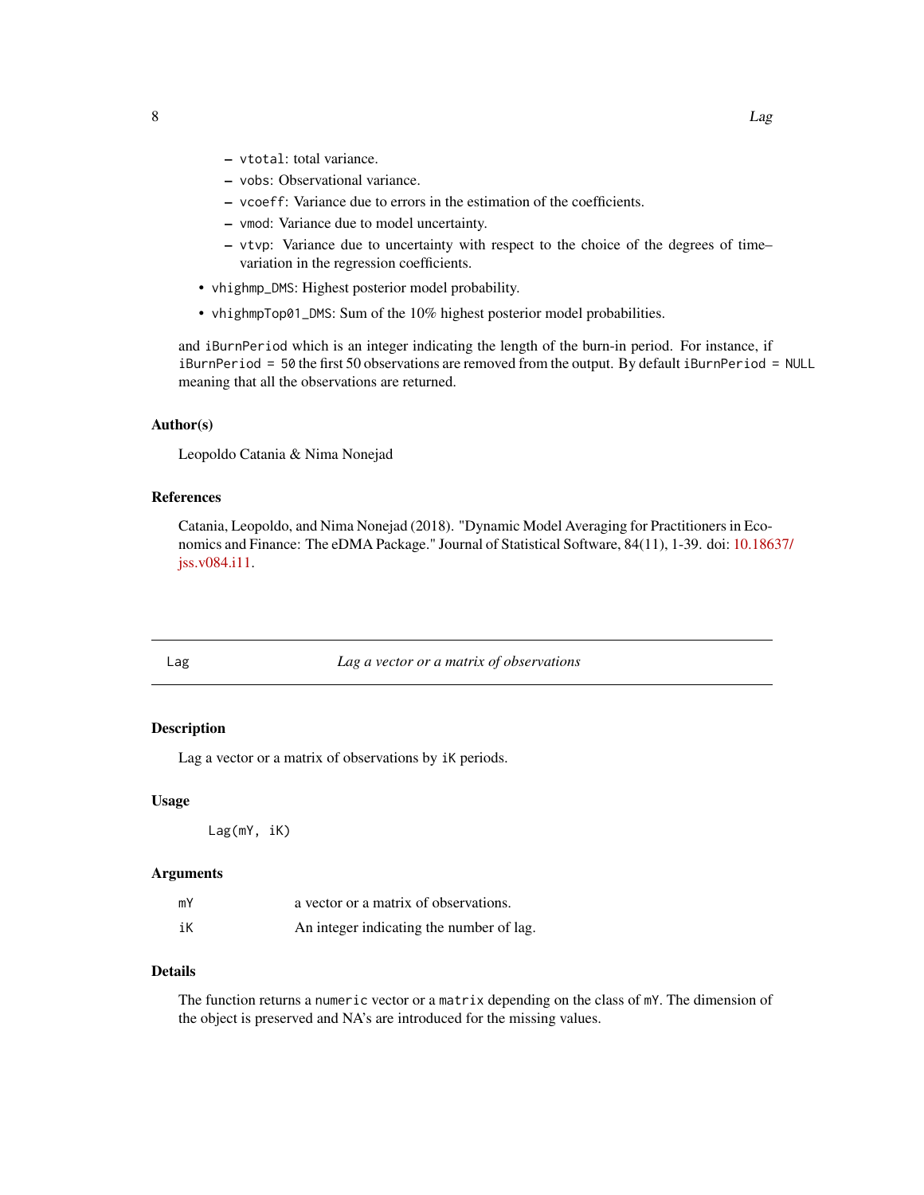- `vtotal`: total variance.
  - `vobs`: Observational variance.
  - `vcoeff`: Variance due to errors in the estimation of the coefficients.
  - `vmod`: Variance due to model uncertainty.
  - `vtvp`: Variance due to uncertainty with respect to the choice of the degrees of time–variation in the regression coefficients.
- `vhighmp_DMS`: Highest posterior model probability.
- `vhighmpTop01_DMS`: Sum of the 10% highest posterior model probabilities.

and `iBurnPeriod` which is an integer indicating the length of the burn-in period. For instance, if `iBurnPeriod = 50` the first 50 observations are removed from the output. By default `iBurnPeriod = NULL` meaning that all the observations are returned.

### Author(s)

Leopoldo Catania & Nima Nonejad

### References

Catania, Leopoldo, and Nima Nonejad (2018). "Dynamic Model Averaging for Practitioners in Economics and Finance: The eDMA Package." Journal of Statistical Software, 84(11), 1-39. doi: 10.18637/jss.v084.i11.

---

## Lag — *Lag a vector or a matrix of observations*

### Description

Lag a vector or a matrix of observations by `iK` periods.

### Usage

```
Lag(mY, iK)
```

### Arguments

| | |
|---|---|
| `mY` | a vector or a matrix of observations. |
| `iK` | An integer indicating the number of lag. |

### Details

The function returns a `numeric` vector or a `matrix` depending on the class of `mY`. The dimension of the object is preserved and NA's are introduced for the missing values.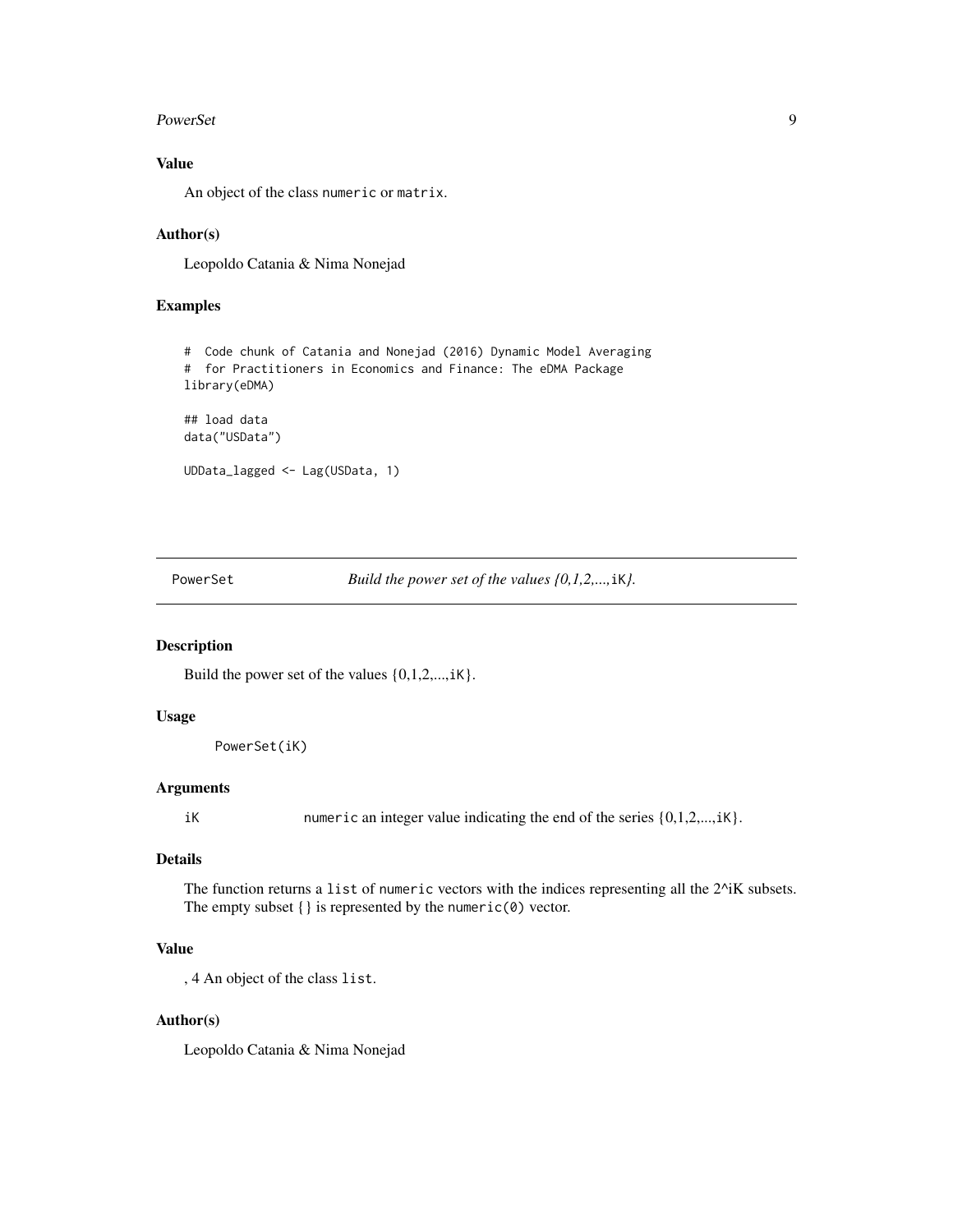### Value

An object of the class `numeric` or `matrix`.

### Author(s)

Leopoldo Catania & Nima Nonejad

### Examples

```
#  Code chunk of Catania and Nonejad (2016) Dynamic Model Averaging
#  for Practitioners in Economics and Finance: The eDMA Package
library(eDMA)

## load data
data("USData")

UDData_lagged <- Lag(USData, 1)
```

---

## PowerSet &nbsp;&nbsp;&nbsp;&nbsp; *Build the power set of the values {0,1,2,...,*`iK`*}.*

---

### Description

Build the power set of the values {0,1,2,...,`iK`}.

### Usage

```
PowerSet(iK)
```

### Arguments

| | |
|---|---|
| `iK` | `numeric` an integer value indicating the end of the series {0,1,2,...,`iK`}. |

### Details

The function returns a `list` of `numeric` vectors with the indices representing all the 2^iK subsets. The empty subset {} is represented by the `numeric(0)` vector.

### Value

, 4 An object of the class `list`.

### Author(s)

Leopoldo Catania & Nima Nonejad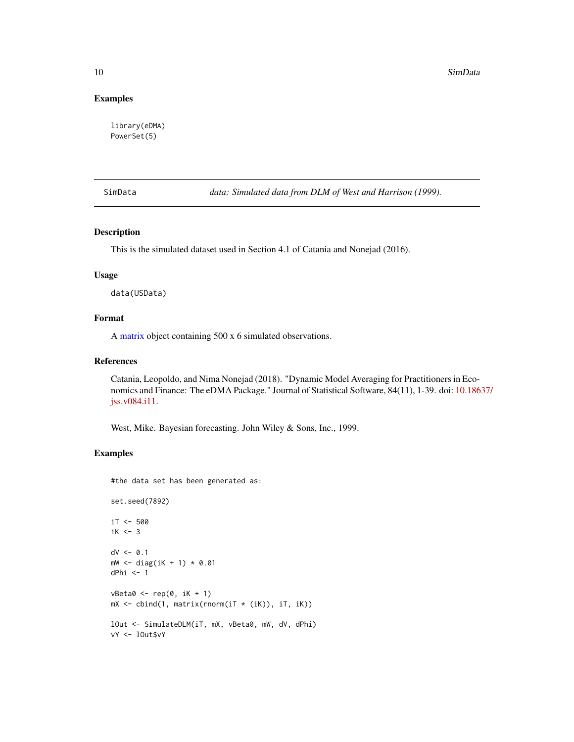## Examples

```
library(eDMA)
PowerSet(5)
```

---

SimData *data: Simulated data from DLM of West and Harrison (1999).*

---

### Description

This is the simulated dataset used in Section 4.1 of Catania and Nonejad (2016).

### Usage

```
data(USData)
```

### Format

A matrix object containing 500 x 6 simulated observations.

### References

Catania, Leopoldo, and Nima Nonejad (2018). "Dynamic Model Averaging for Practitioners in Economics and Finance: The eDMA Package." Journal of Statistical Software, 84(11), 1-39. doi: 10.18637/jss.v084.i11.

West, Mike. Bayesian forecasting. John Wiley & Sons, Inc., 1999.

### Examples

```
#the data set has been generated as:

set.seed(7892)

iT <- 500
iK <- 3

dV <- 0.1
mW <- diag(iK + 1) * 0.01
dPhi <- 1

vBeta0 <- rep(0, iK + 1)
mX <- cbind(1, matrix(rnorm(iT * (iK)), iT, iK))

lOut <- SimulateDLM(iT, mX, vBeta0, mW, dV, dPhi)
vY <- lOut$vY
```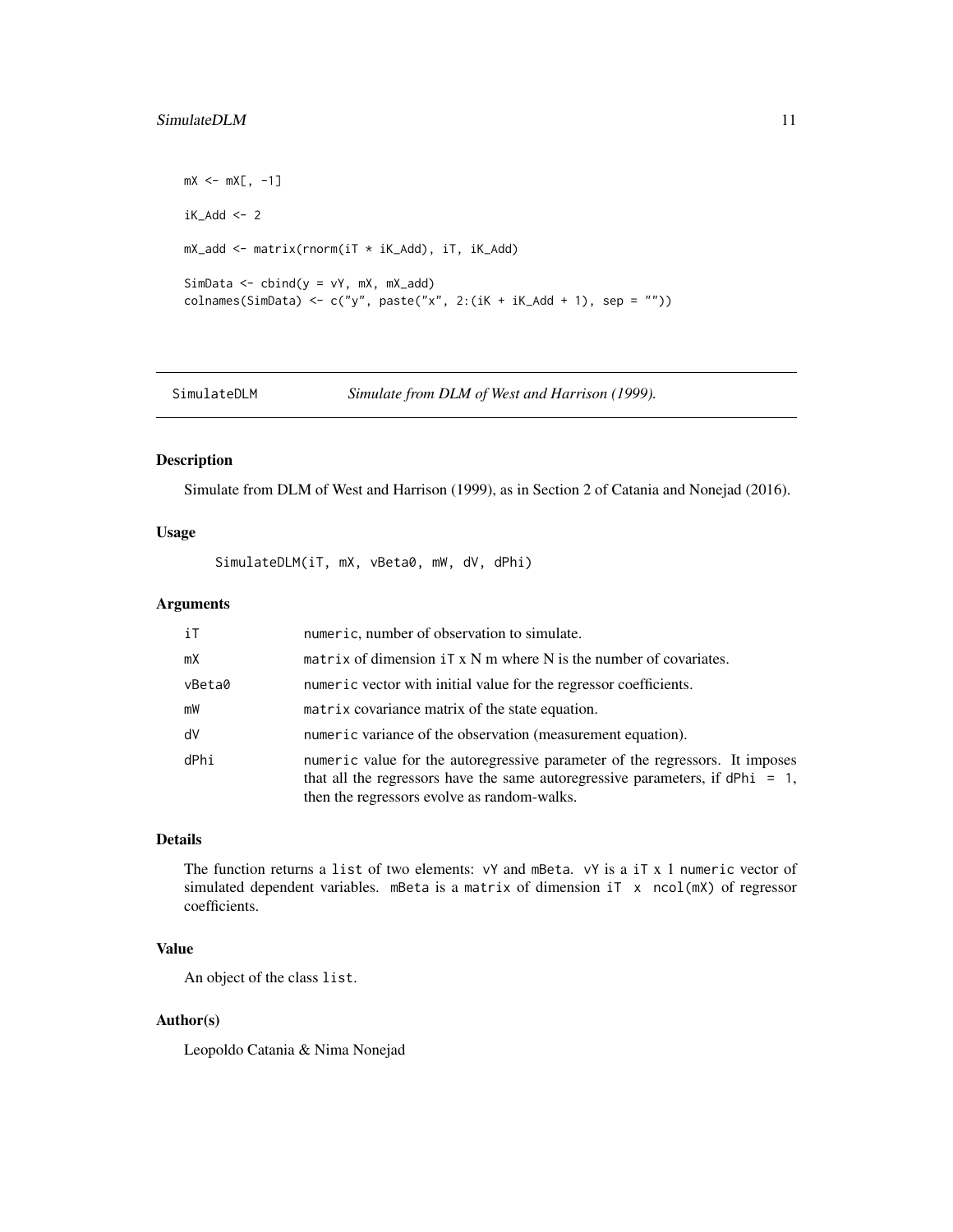```
mX <- mX[, -1]

iK_Add <- 2

mX_add <- matrix(rnorm(iT * iK_Add), iT, iK_Add)

SimData <- cbind(y = vY, mX, mX_add)
colnames(SimData) <- c("y", paste("x", 2:(iK + iK_Add + 1), sep = ""))
```

---

## SimulateDLM — *Simulate from DLM of West and Harrison (1999).*

---

### Description

Simulate from DLM of West and Harrison (1999), as in Section 2 of Catania and Nonejad (2016).

### Usage

```
SimulateDLM(iT, mX, vBeta0, mW, dV, dPhi)
```

### Arguments

| | |
|---|---|
| iT | numeric, number of observation to simulate. |
| mX | matrix of dimension iT x N m where N is the number of covariates. |
| vBeta0 | numeric vector with initial value for the regressor coefficients. |
| mW | matrix covariance matrix of the state equation. |
| dV | numeric variance of the observation (measurement equation). |
| dPhi | numeric value for the autoregressive parameter of the regressors. It imposes that all the regressors have the same autoregressive parameters, if dPhi = 1, then the regressors evolve as random-walks. |

### Details

The function returns a list of two elements: vY and mBeta. vY is a iT x 1 numeric vector of simulated dependent variables. mBeta is a matrix of dimension iT x ncol(mX) of regressor coefficients.

### Value

An object of the class list.

### Author(s)

Leopoldo Catania & Nima Nonejad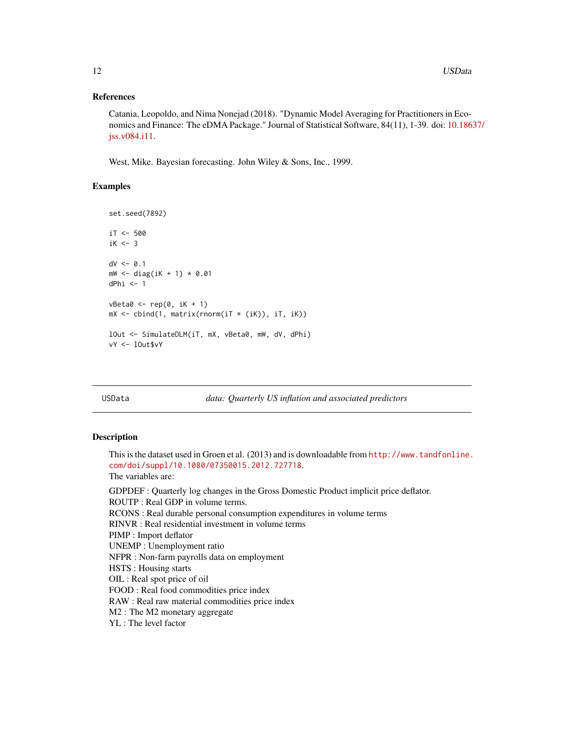### References

Catania, Leopoldo, and Nima Nonejad (2018). "Dynamic Model Averaging for Practitioners in Economics and Finance: The eDMA Package." Journal of Statistical Software, 84(11), 1-39. doi: 10.18637/jss.v084.i11.

West, Mike. Bayesian forecasting. John Wiley & Sons, Inc., 1999.

### Examples

```
set.seed(7892)

iT <- 500
iK <- 3

dV <- 0.1
mW <- diag(iK + 1) * 0.01
dPhi <- 1

vBeta0 <- rep(0, iK + 1)
mX <- cbind(1, matrix(rnorm(iT * (iK)), iT, iK))

lOut <- SimulateDLM(iT, mX, vBeta0, mW, dV, dPhi)
vY <- lOut$vY
```

---

## USData *data: Quarterly US inflation and associated predictors*

### Description

This is the dataset used in Groen et al. (2013) and is downloadable from `http://www.tandfonline.com/doi/suppl/10.1080/07350015.2012.727718`.
The variables are:

GDPDEF : Quarterly log changes in the Gross Domestic Product implicit price deflator.
ROUTP : Real GDP in volume terms.
RCONS : Real durable personal consumption expenditures in volume terms
RINVR : Real residential investment in volume terms
PIMP : Import deflator
UNEMP : Unemployment ratio
NFPR : Non-farm payrolls data on employment
HSTS : Housing starts
OIL : Real spot price of oil
FOOD : Real food commodities price index
RAW : Real raw material commodities price index
M2 : The M2 monetary aggregate
YL : The level factor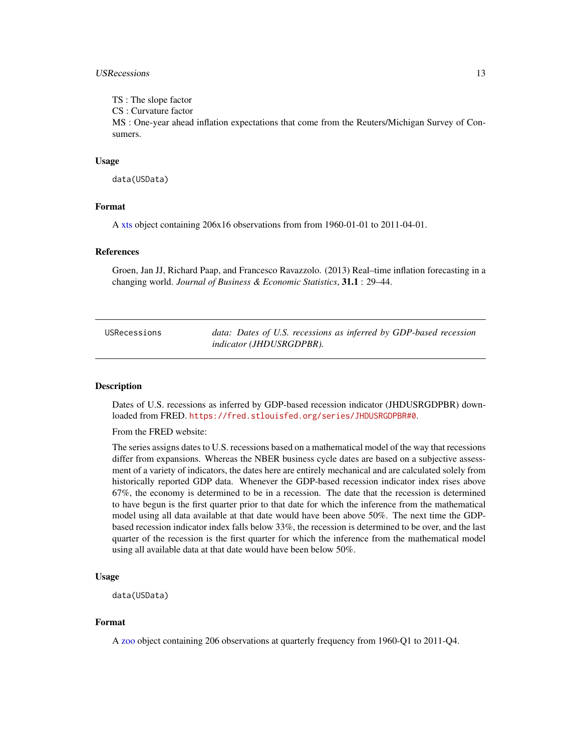TS : The slope factor
CS : Curvature factor
MS : One-year ahead inflation expectations that come from the Reuters/Michigan Survey of Consumers.

### Usage

```
data(USData)
```

### Format

A xts object containing 206x16 observations from from 1960-01-01 to 2011-04-01.

### References

Groen, Jan JJ, Richard Paap, and Francesco Ravazzolo. (2013) Real–time inflation forecasting in a changing world. *Journal of Business & Economic Statistics*, **31.1** : 29–44.

---

## USRecessions — *data: Dates of U.S. recessions as inferred by GDP-based recession indicator (JHDUSRGDPBR).*

---

### Description

Dates of U.S. recessions as inferred by GDP-based recession indicator (JHDUSRGDPBR) downloaded from FRED. https://fred.stlouisfed.org/series/JHDUSRGDPBR#0.

From the FRED website:

The series assigns dates to U.S. recessions based on a mathematical model of the way that recessions differ from expansions. Whereas the NBER business cycle dates are based on a subjective assessment of a variety of indicators, the dates here are entirely mechanical and are calculated solely from historically reported GDP data. Whenever the GDP-based recession indicator index rises above 67%, the economy is determined to be in a recession. The date that the recession is determined to have begun is the first quarter prior to that date for which the inference from the mathematical model using all data available at that date would have been above 50%. The next time the GDP-based recession indicator index falls below 33%, the recession is determined to be over, and the last quarter of the recession is the first quarter for which the inference from the mathematical model using all available data at that date would have been below 50%.

### Usage

```
data(USData)
```

### Format

A zoo object containing 206 observations at quarterly frequency from 1960-Q1 to 2011-Q4.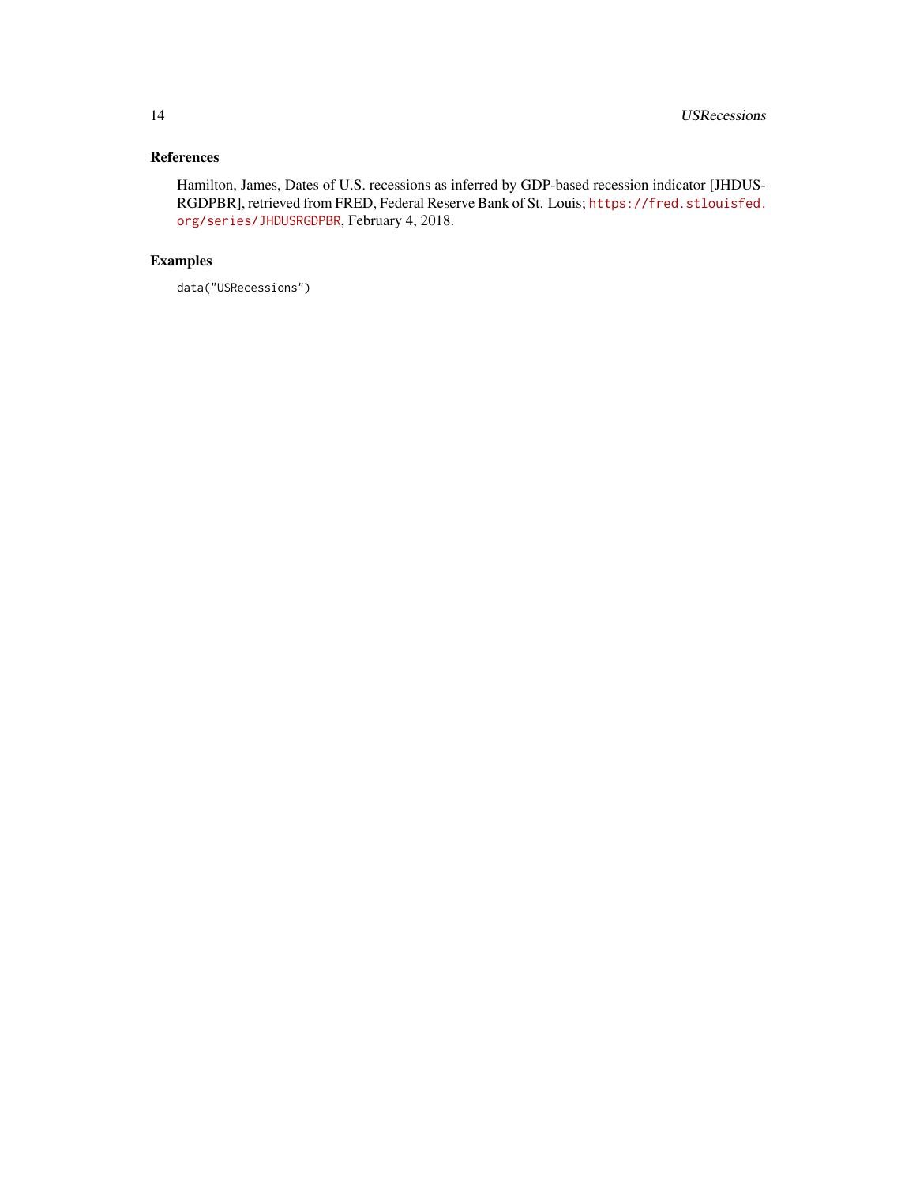## References

Hamilton, James, Dates of U.S. recessions as inferred by GDP-based recession indicator [JHDUS-RGDPBR], retrieved from FRED, Federal Reserve Bank of St. Louis; https://fred.stlouisfed.org/series/JHDUSRGDPBR, February 4, 2018.

## Examples

```
data("USRecessions")
```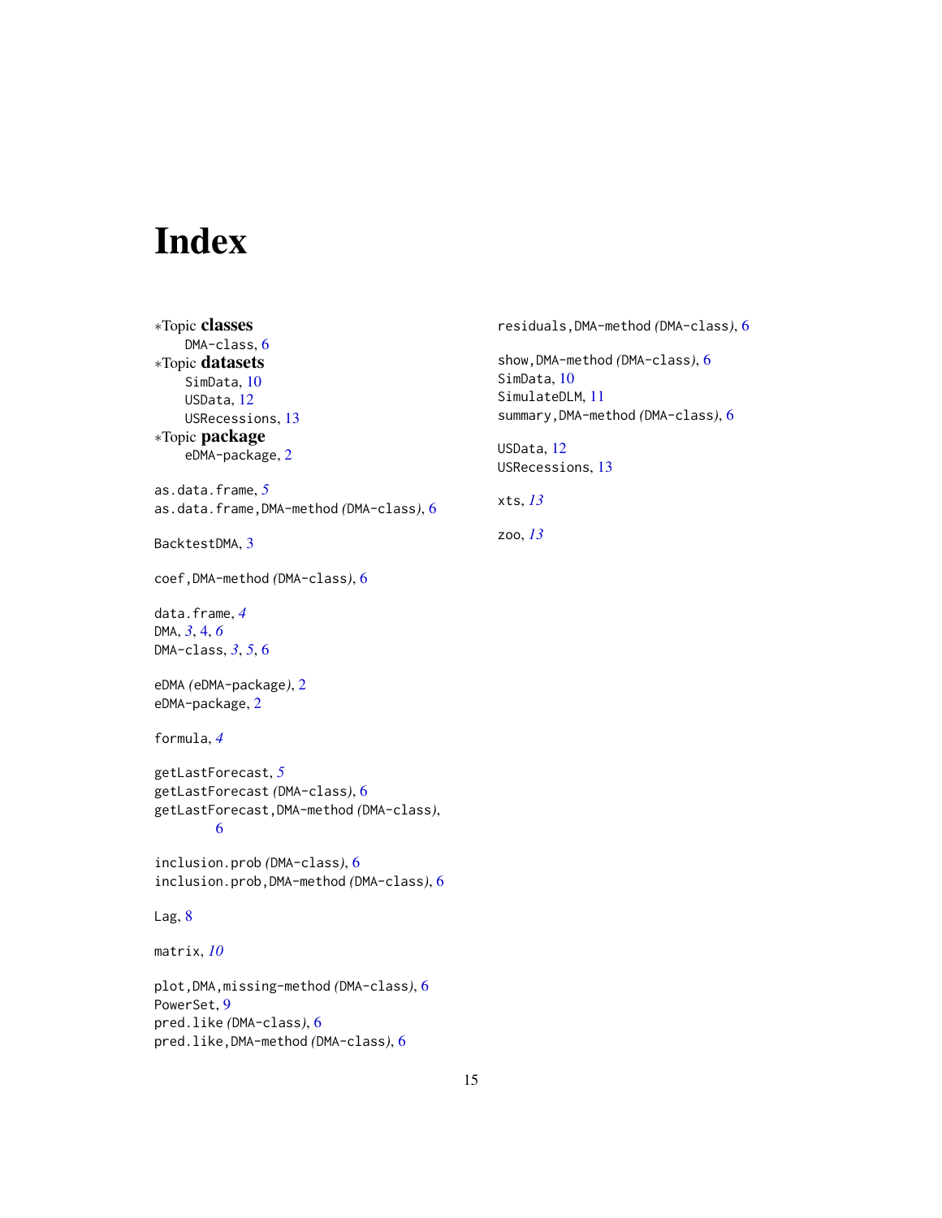# Index

∗Topic **classes**
  DMA-class, 6
∗Topic **datasets**
  SimData, 10
  USData, 12
  USRecessions, 13
∗Topic **package**
  eDMA-package, 2

as.data.frame, *5*
as.data.frame,DMA-method *(*DMA-class*)*, 6

BacktestDMA, 3

coef,DMA-method *(*DMA-class*)*, 6

data.frame, *4*
DMA, *3*, 4, *6*
DMA-class, *3*, *5*, 6

eDMA *(*eDMA-package*)*, 2
eDMA-package, 2

formula, *4*

getLastForecast, *5*
getLastForecast *(*DMA-class*)*, 6
getLastForecast,DMA-method *(*DMA-class*)*, 6

inclusion.prob *(*DMA-class*)*, 6
inclusion.prob,DMA-method *(*DMA-class*)*, 6

Lag, 8

matrix, *10*

plot,DMA,missing-method *(*DMA-class*)*, 6
PowerSet, 9
pred.like *(*DMA-class*)*, 6
pred.like,DMA-method *(*DMA-class*)*, 6

residuals,DMA-method *(*DMA-class*)*, 6

show,DMA-method *(*DMA-class*)*, 6
SimData, 10
SimulateDLM, 11
summary,DMA-method *(*DMA-class*)*, 6

USData, 12
USRecessions, 13

xts, *13*

zoo, *13*